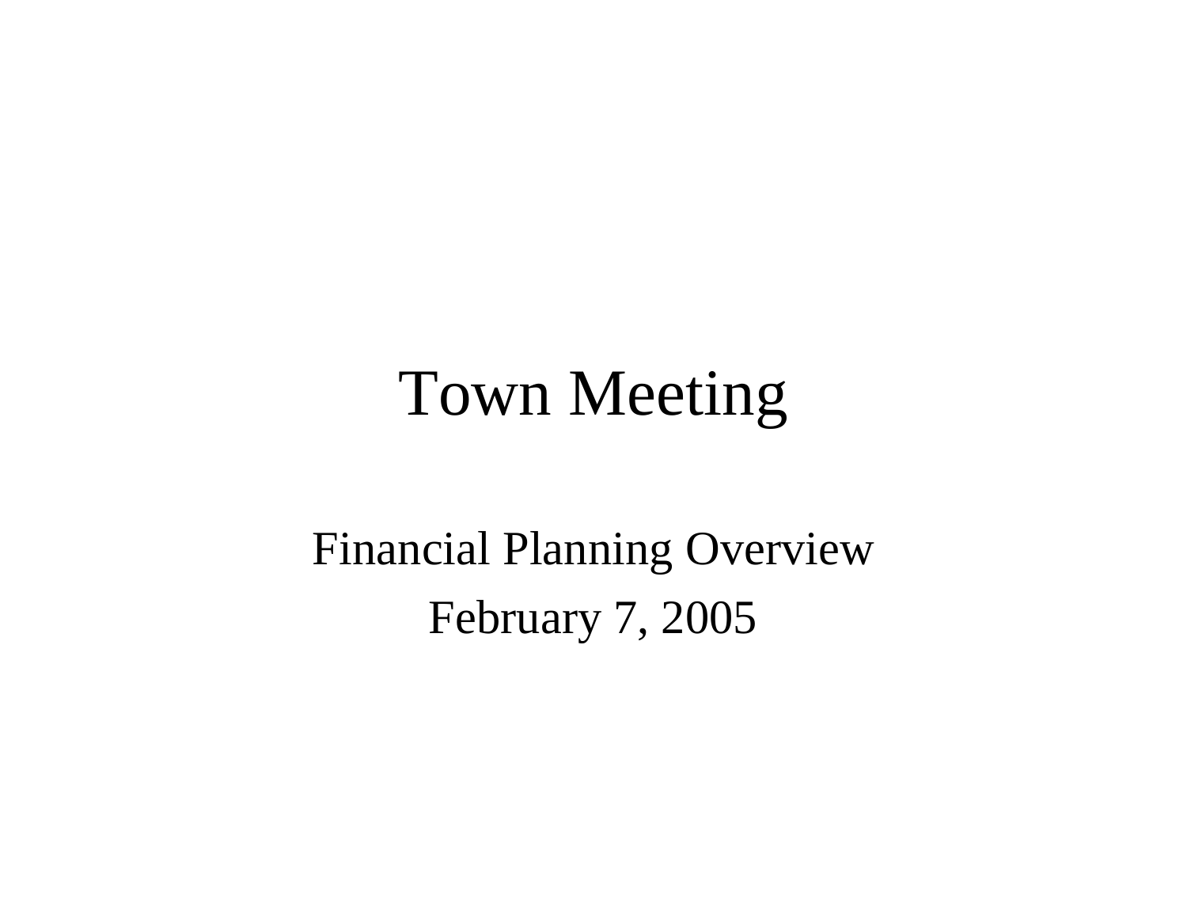# Town Meeting

Financial Planning Overview

February 7, 2005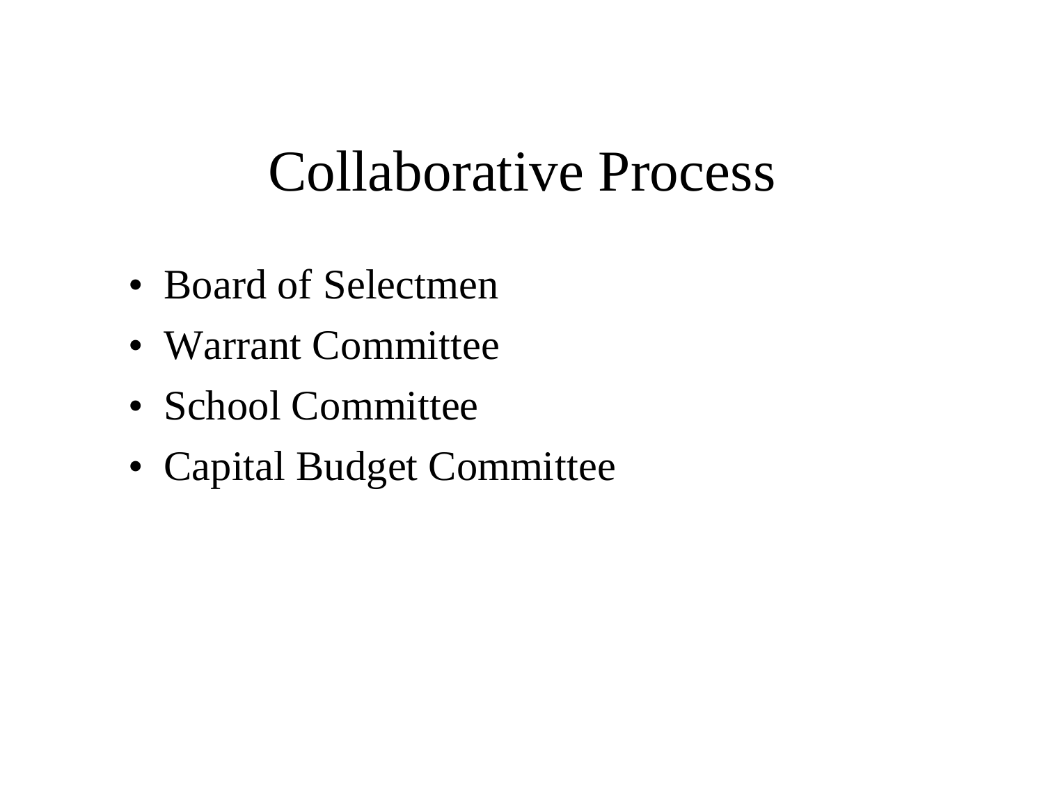# Collaborative Process

- Board of Selectmen
- Warrant Committee
- School Committee
- Capital Budget Committee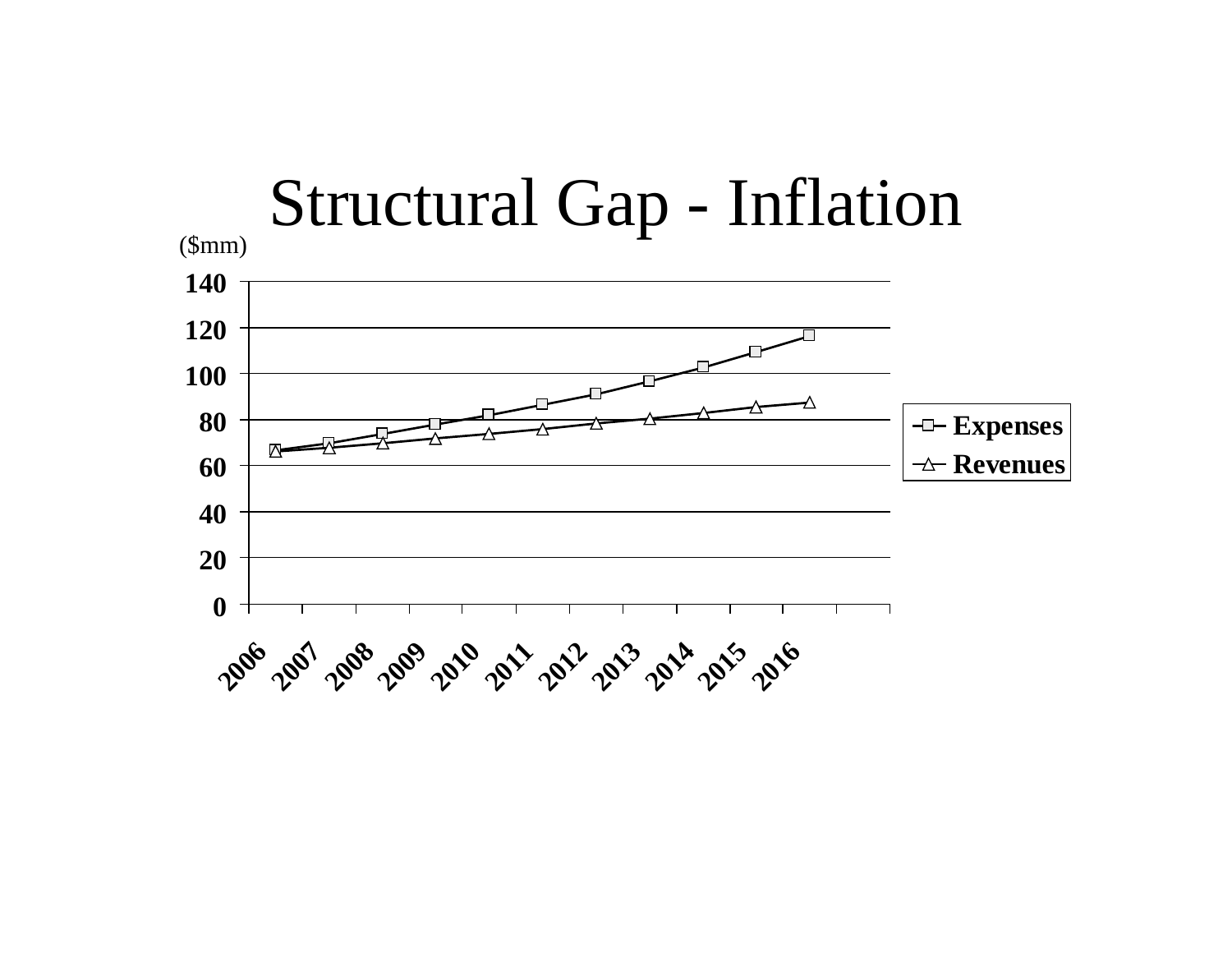# Structural Gap - Inflation

($mm)

140
120
100
80
60
40
20
0

2006 2007 2008 2009 2010 2011 2012 2013 2014 2015 2016

Expenses
Revenues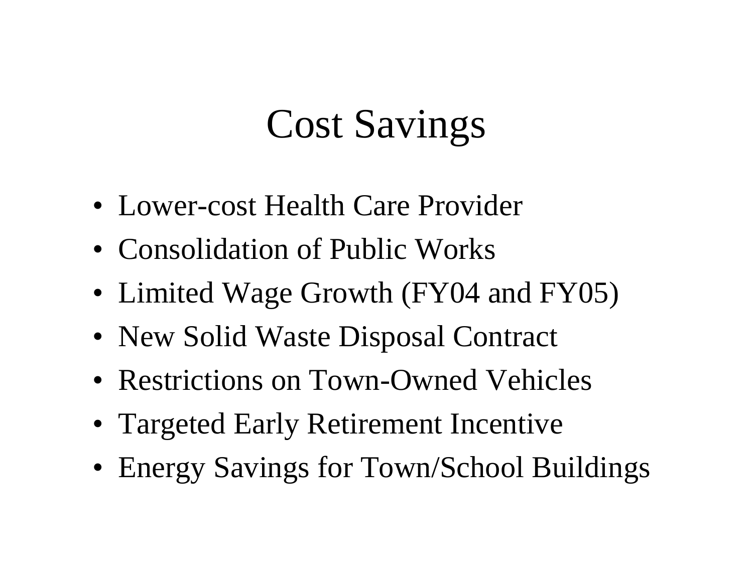# Cost Savings

- Lower-cost Health Care Provider
- Consolidation of Public Works
- Limited Wage Growth (FY04 and FY05)
- New Solid Waste Disposal Contract
- Restrictions on Town-Owned Vehicles
- Targeted Early Retirement Incentive
- Energy Savings for Town/School Buildings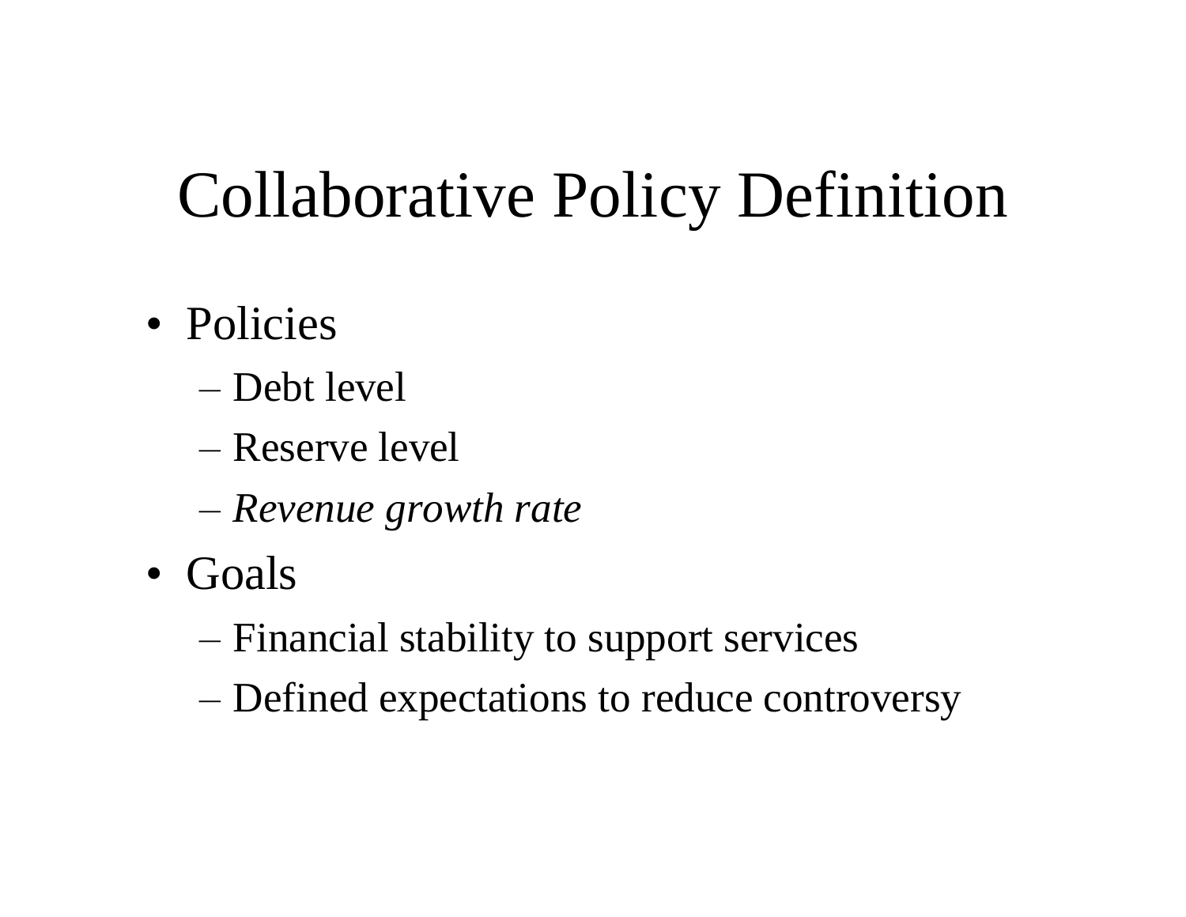# Collaborative Policy Definition

- Policies
  - Debt level
  - Reserve level
  - *Revenue growth rate*
- Goals
  - Financial stability to support services
  - Defined expectations to reduce controversy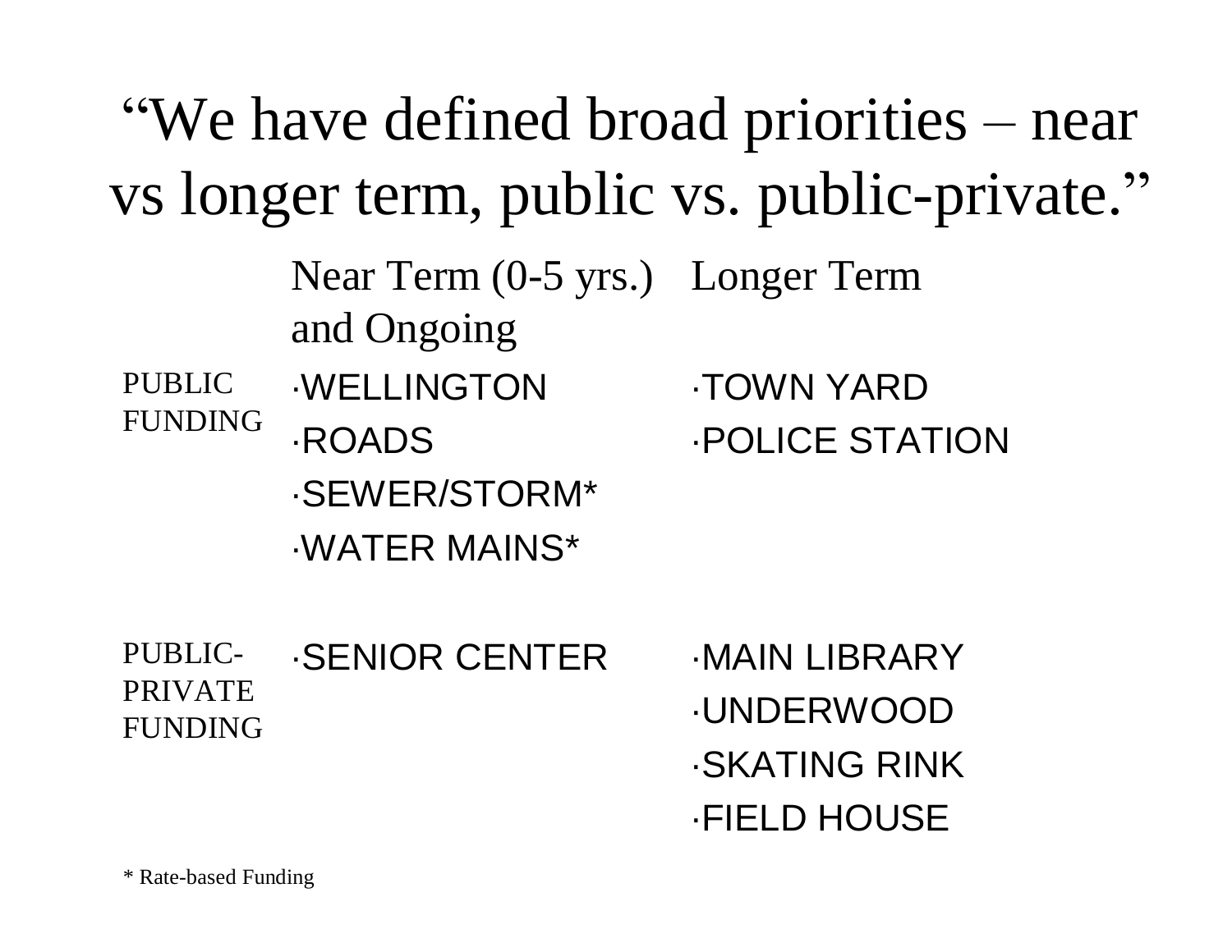# “We have defined broad priorities – near vs longer term, public vs. public-private.”

| | Near Term (0-5 yrs.) and Ongoing | Longer Term |
|---|---|---|
| PUBLIC FUNDING | ·WELLINGTON<br>·ROADS<br>·SEWER/STORM*<br>·WATER MAINS* | ·TOWN YARD<br>·POLICE STATION |
| PUBLIC-PRIVATE FUNDING | ·SENIOR CENTER | ·MAIN LIBRARY<br>·UNDERWOOD<br>·SKATING RINK<br>·FIELD HOUSE |

* Rate-based Funding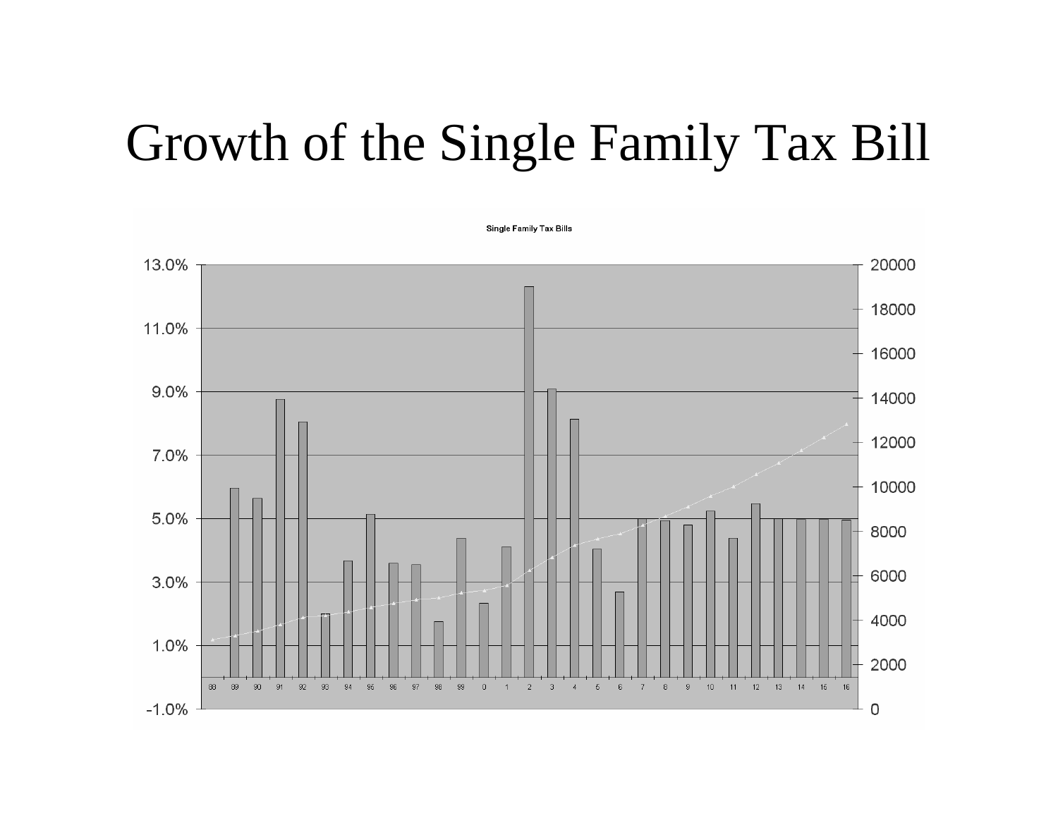# Growth of the Single Family Tax Bill

Single Family Tax Bills

13.0%
11.0%
9.0%
7.0%
5.0%
3.0%
1.0%
-1.0%

20000
18000
16000
14000
12000
10000
8000
6000
4000
2000
0

88 89 90 91 92 93 94 95 96 97 98 99 0 1 2 3 4 5 6 7 8 9 10 11 12 13 14 15 16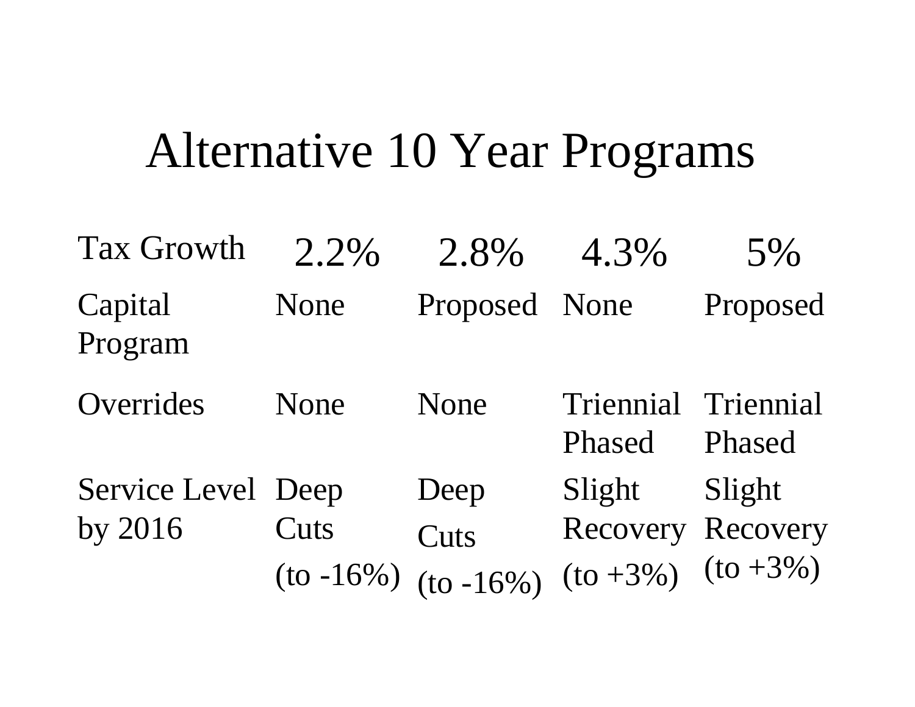# Alternative 10 Year Programs

| Tax Growth | 2.2% | 2.8% | 4.3% | 5% |
|---|---|---|---|---|
| Capital Program | None | Proposed | None | Proposed |
| Overrides | None | None | Triennial Phased | Triennial Phased |
| Service Level by 2016 | Deep Cuts (to -16%) | Deep Cuts (to -16%) | Slight Recovery (to +3%) | Slight Recovery (to +3%) |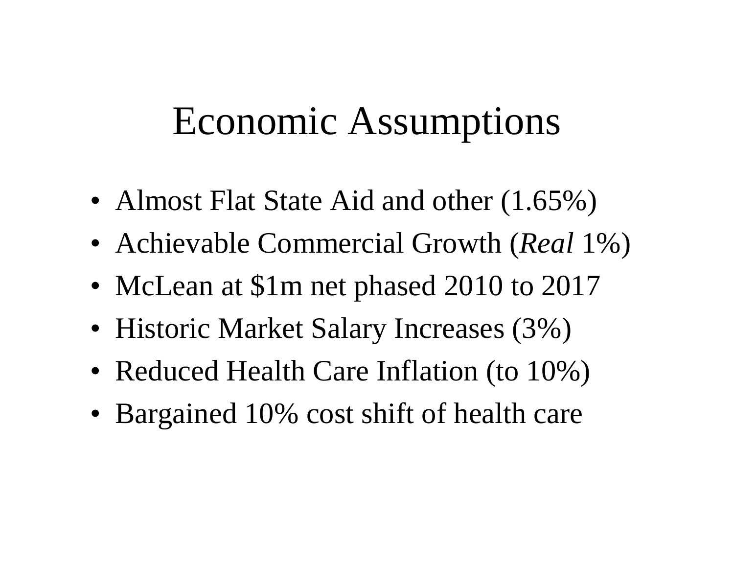# Economic Assumptions

- Almost Flat State Aid and other (1.65%)
- Achievable Commercial Growth (*Real* 1%)
- McLean at $1m net phased 2010 to 2017
- Historic Market Salary Increases (3%)
- Reduced Health Care Inflation (to 10%)
- Bargained 10% cost shift of health care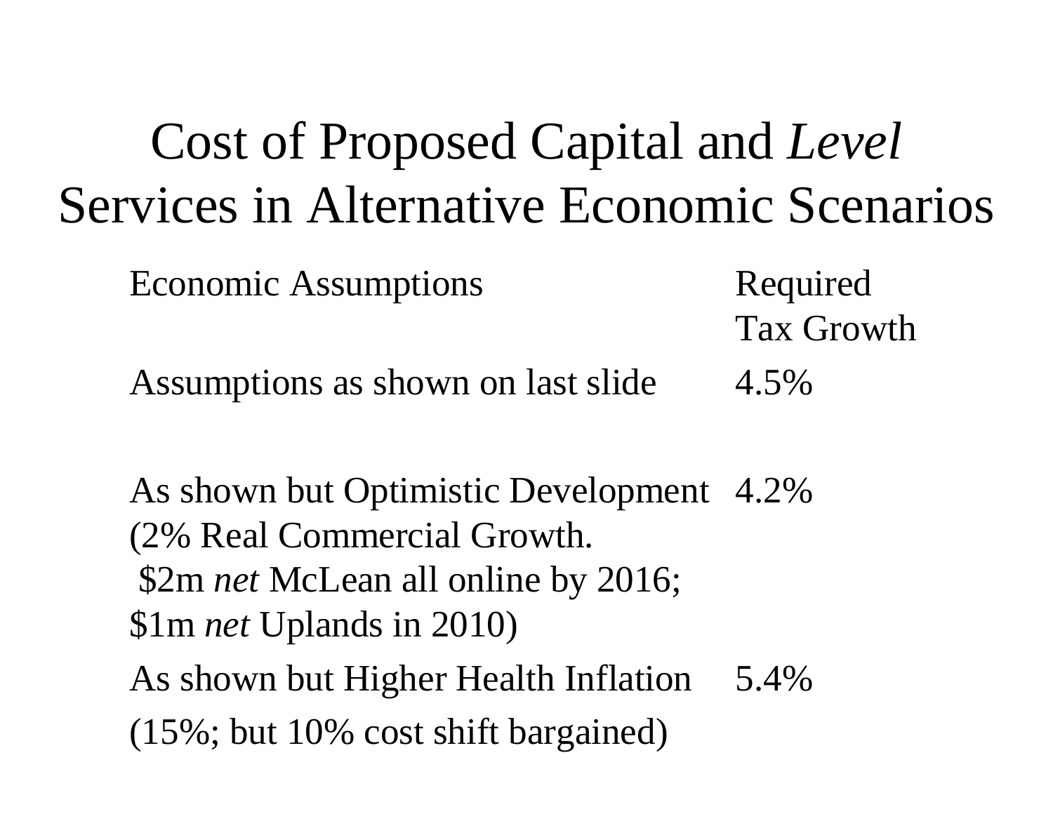# Cost of Proposed Capital and *Level* Services in Alternative Economic Scenarios

| Economic Assumptions | Required Tax Growth |
|---|---|
| Assumptions as shown on last slide | 4.5% |
| As shown but Optimistic Development (2% Real Commercial Growth. $2m *net* McLean all online by 2016; $1m *net* Uplands in 2010) | 4.2% |
| As shown but Higher Health Inflation (15%; but 10% cost shift bargained) | 5.4% |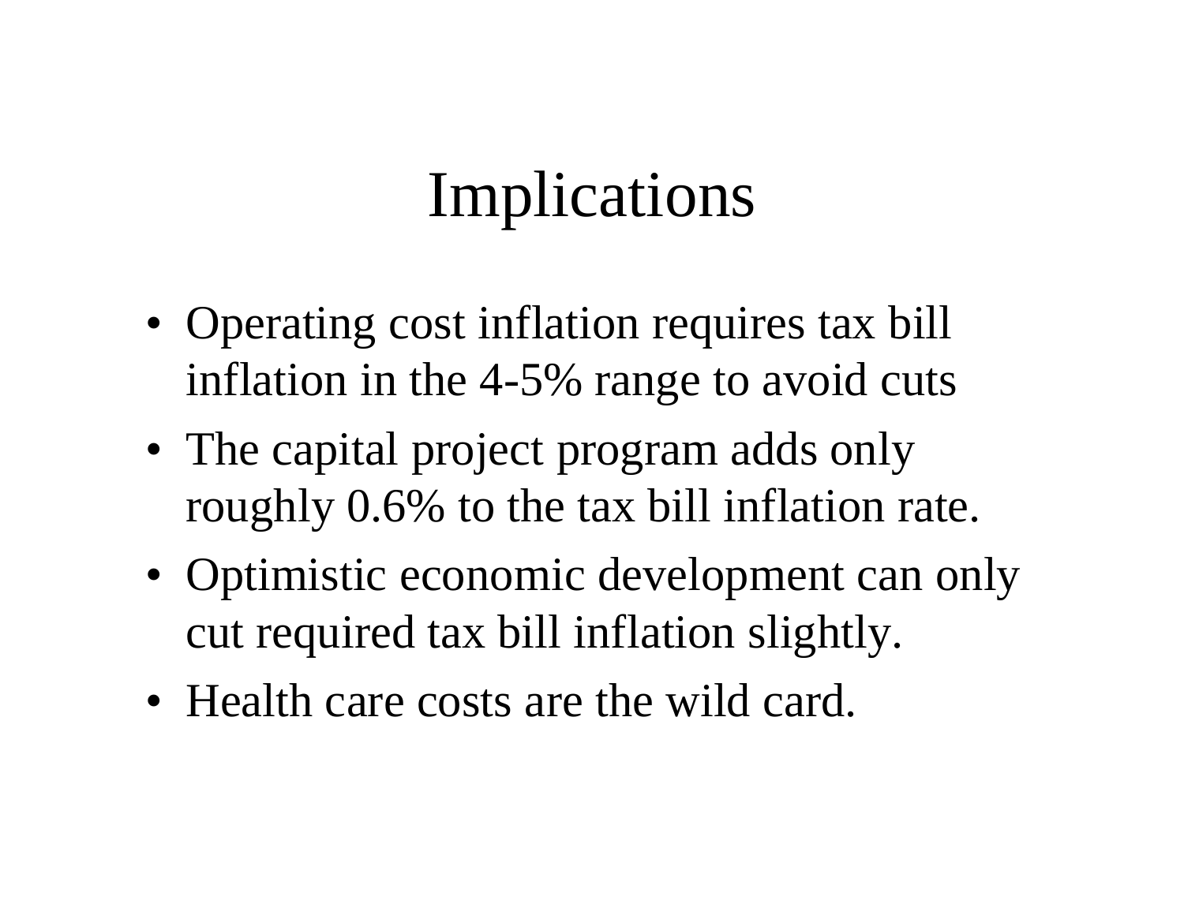# Implications

- Operating cost inflation requires tax bill inflation in the 4-5% range to avoid cuts
- The capital project program adds only roughly 0.6% to the tax bill inflation rate.
- Optimistic economic development can only cut required tax bill inflation slightly.
- Health care costs are the wild card.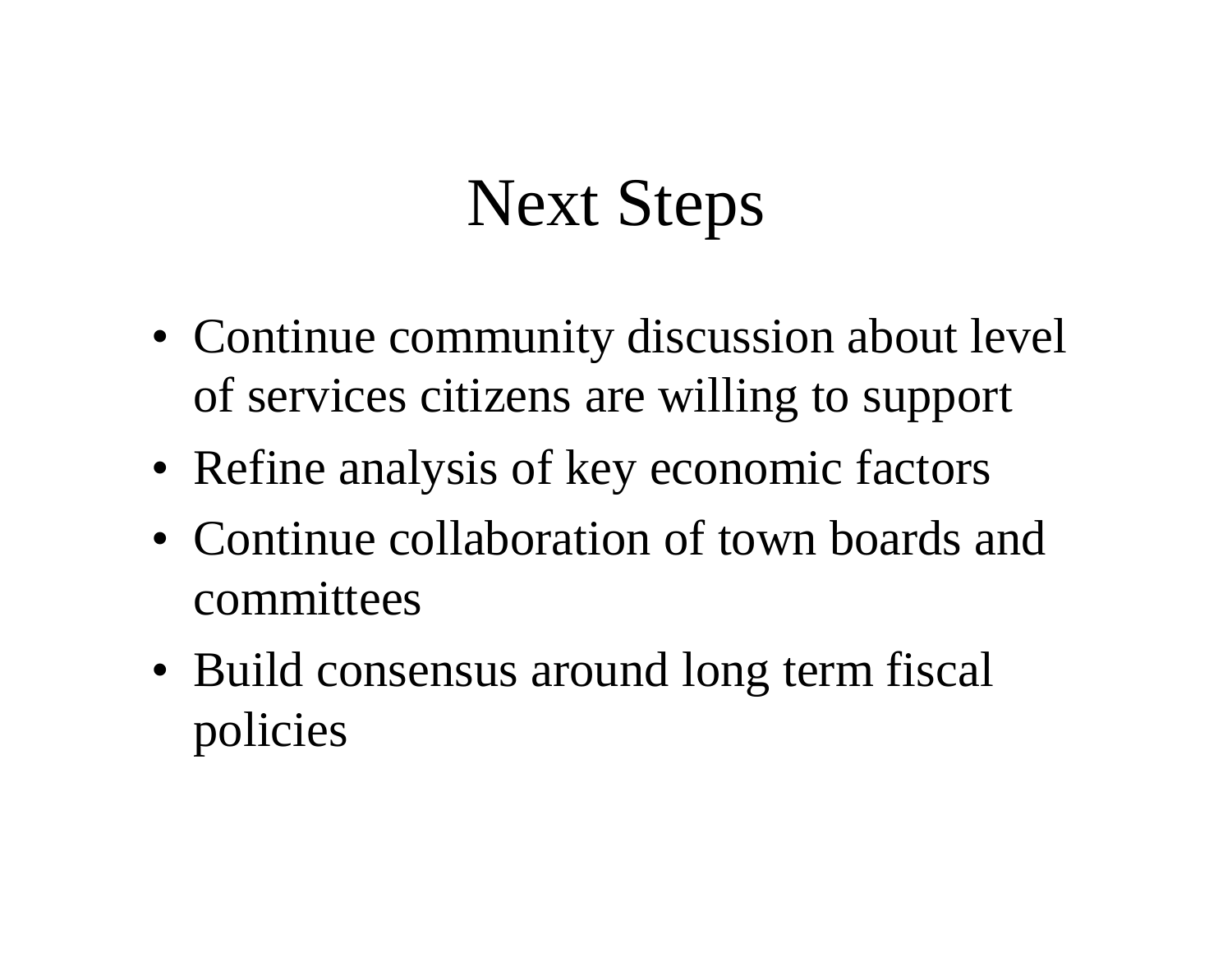# Next Steps

- Continue community discussion about level of services citizens are willing to support
- Refine analysis of key economic factors
- Continue collaboration of town boards and committees
- Build consensus around long term fiscal policies